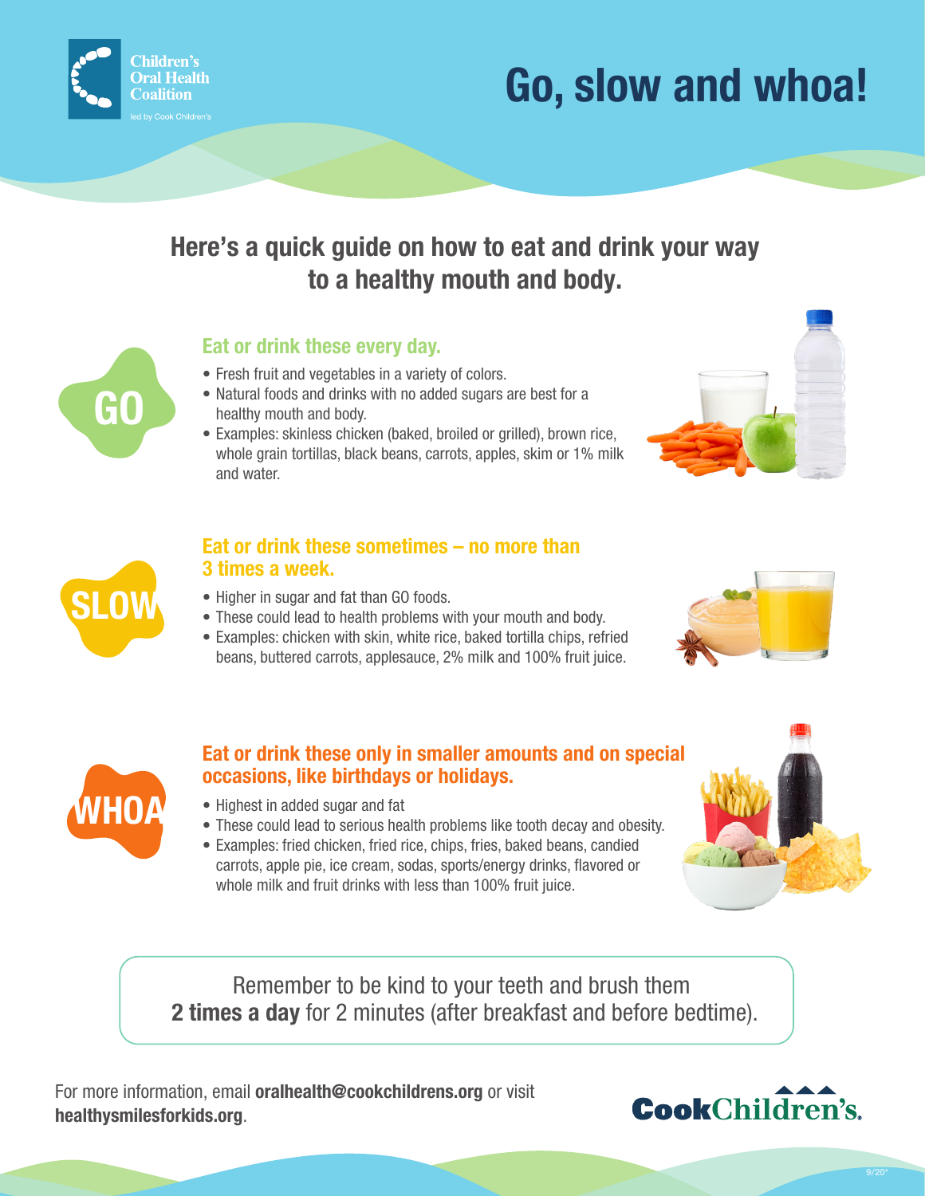Children's Oral Health Coalition
led by Cook Children's

# Go, slow and whoa!

## Here's a quick guide on how to eat and drink your way to a healthy mouth and body.

### GO

**Eat or drink these every day.**

- Fresh fruit and vegetables in a variety of colors.
- Natural foods and drinks with no added sugars are best for a healthy mouth and body.
- Examples: skinless chicken (baked, broiled or grilled), brown rice, whole grain tortillas, black beans, carrots, apples, skim or 1% milk and water.

### SLOW

**Eat or drink these sometimes – no more than 3 times a week.**

- Higher in sugar and fat than GO foods.
- These could lead to health problems with your mouth and body.
- Examples: chicken with skin, white rice, baked tortilla chips, refried beans, buttered carrots, applesauce, 2% milk and 100% fruit juice.

### WHOA

**Eat or drink these only in smaller amounts and on special occasions, like birthdays or holidays.**

- Highest in added sugar and fat
- These could lead to serious health problems like tooth decay and obesity.
- Examples: fried chicken, fried rice, chips, fries, baked beans, candied carrots, apple pie, ice cream, sodas, sports/energy drinks, flavored or whole milk and fruit drinks with less than 100% fruit juice.

Remember to be kind to your teeth and brush them **2 times a day** for 2 minutes (after breakfast and before bedtime).

For more information, email **oralhealth@cookchildrens.org** or visit **healthysmilesforkids.org**.

CookChildren's.

9/20*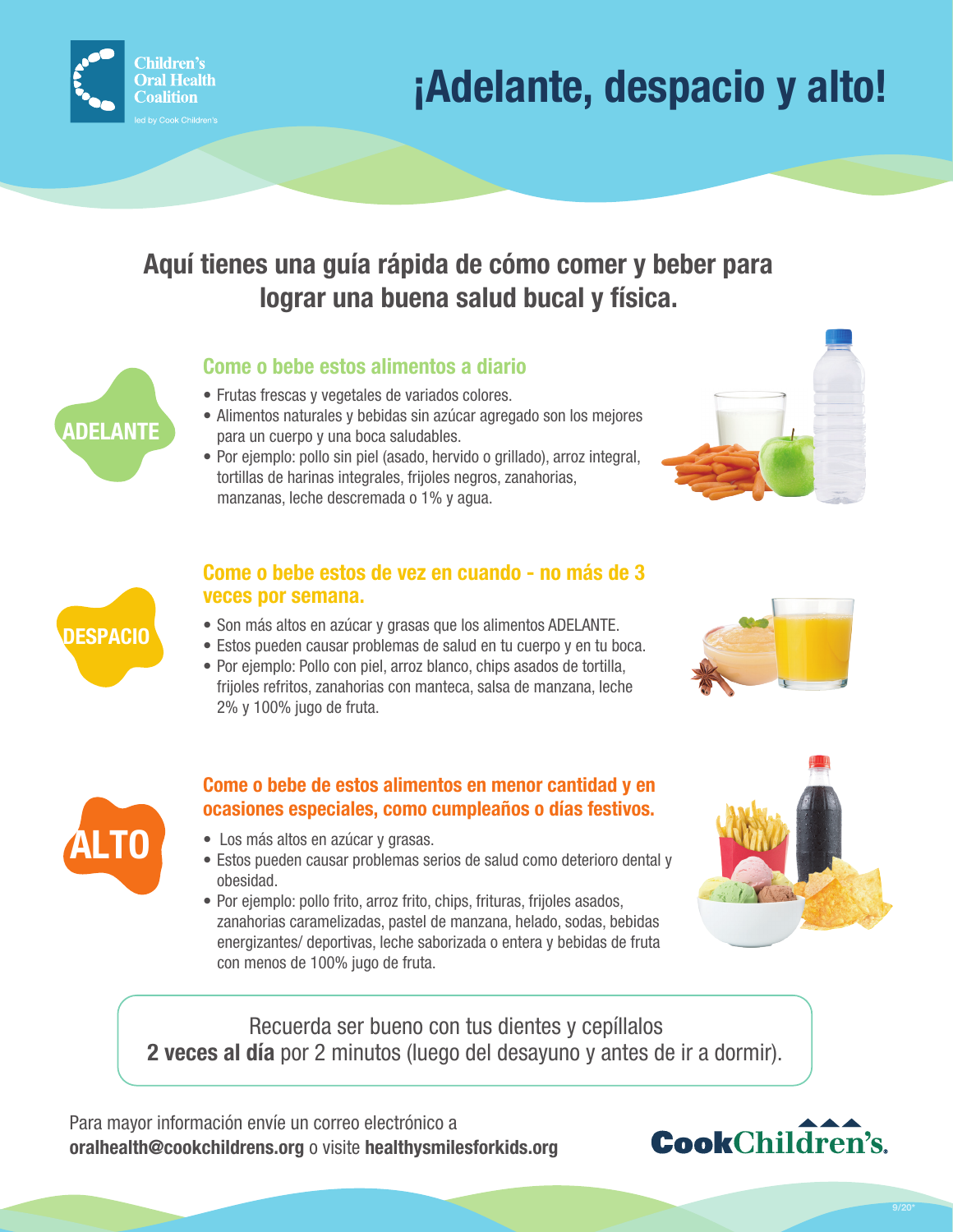Children's Oral Health Coalition
led by Cook Children's

# ¡Adelante, despacio y alto!

## Aquí tienes una guía rápida de cómo comer y beber para lograr una buena salud bucal y física.

**ADELANTE**

### Come o bebe estos alimentos a diario

- Frutas frescas y vegetales de variados colores.
- Alimentos naturales y bebidas sin azúcar agregado son los mejores para un cuerpo y una boca saludables.
- Por ejemplo: pollo sin piel (asado, hervido o grillado), arroz integral, tortillas de harinas integrales, frijoles negros, zanahorias, manzanas, leche descremada o 1% y agua.

**DESPACIO**

### Come o bebe estos de vez en cuando - no más de 3 veces por semana.

- Son más altos en azúcar y grasas que los alimentos ADELANTE.
- Estos pueden causar problemas de salud en tu cuerpo y en tu boca.
- Por ejemplo: Pollo con piel, arroz blanco, chips asados de tortilla, frijoles refritos, zanahorias con manteca, salsa de manzana, leche 2% y 100% jugo de fruta.

**ALTO**

### Come o bebe de estos alimentos en menor cantidad y en ocasiones especiales, como cumpleaños o días festivos.

- Los más altos en azúcar y grasas.
- Estos pueden causar problemas serios de salud como deterioro dental y obesidad.
- Por ejemplo: pollo frito, arroz frito, chips, frituras, frijoles asados, zanahorias caramelizadas, pastel de manzana, helado, sodas, bebidas energizantes/ deportivas, leche saborizada o entera y bebidas de fruta con menos de 100% jugo de fruta.

Recuerda ser bueno con tus dientes y cepíllalos **2 veces al día** por 2 minutos (luego del desayuno y antes de ir a dormir).

Para mayor información envíe un correo electrónico a **oralhealth@cookchildrens.org** o visite **healthysmilesforkids.org**

CookChildren's.

9/20*